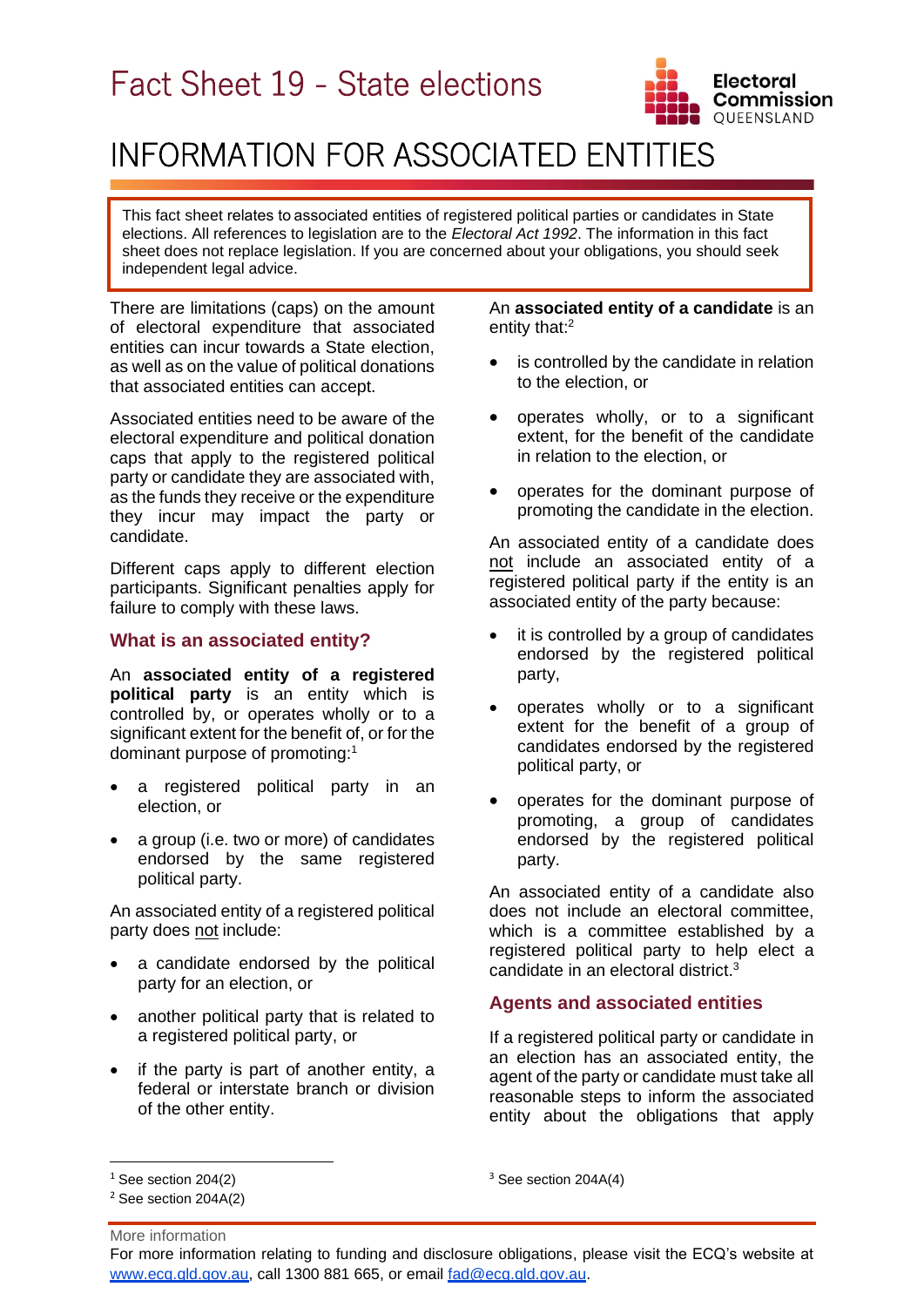# Fact Sheet 19 - State elections

# INFORMATION FOR ASSOCIATED ENTITIES

This fact sheet relates to associated entities of registered political parties or candidates in State elections. All references to legislation are to the *Electoral Act 1992*. The information in this fact sheet does not replace legislation. If you are concerned about your obligations, you should seek independent legal advice.

There are limitations (caps) on the amount of electoral expenditure that associated entities can incur towards a State election, as well as on the value of political donations that associated entities can accept.

Associated entities need to be aware of the electoral expenditure and political donation caps that apply to the registered political party or candidate they are associated with, as the funds they receive or the expenditure they incur may impact the party or candidate.

Different caps apply to different election participants. Significant penalties apply for failure to comply with these laws.

## What is an associated entity?

An **associated entity of a registered political party** is an entity which is controlled by, or operates wholly or to a significant extent for the benefit of, or for the dominant purpose of promoting:[1]

- a registered political party in an election, or
- a group (i.e. two or more) of candidates endorsed by the same registered political party.

An associated entity of a registered political party does not include:

- a candidate endorsed by the political party for an election, or
- another political party that is related to a registered political party, or
- if the party is part of another entity, a federal or interstate branch or division of the other entity.

An **associated entity of a candidate** is an entity that:[2]

- is controlled by the candidate in relation to the election, or
- operates wholly, or to a significant extent, for the benefit of the candidate in relation to the election, or
- operates for the dominant purpose of promoting the candidate in the election.

An associated entity of a candidate does not include an associated entity of a registered political party if the entity is an associated entity of the party because:

- it is controlled by a group of candidates endorsed by the registered political party,
- operates wholly or to a significant extent for the benefit of a group of candidates endorsed by the registered political party, or
- operates for the dominant purpose of promoting, a group of candidates endorsed by the registered political party.

An associated entity of a candidate also does not include an electoral committee, which is a committee established by a registered political party to help elect a candidate in an electoral district.[3]

## Agents and associated entities

If a registered political party or candidate in an election has an associated entity, the agent of the party or candidate must take all reasonable steps to inform the associated entity about the obligations that apply

---

[1] See section 204(2)

[2] See section 204A(2)

[3] See section 204A(4)

More information

For more information relating to funding and disclosure obligations, please visit the ECQ's website at www.ecq.qld.gov.au, call 1300 881 665, or email fad@ecq.qld.gov.au.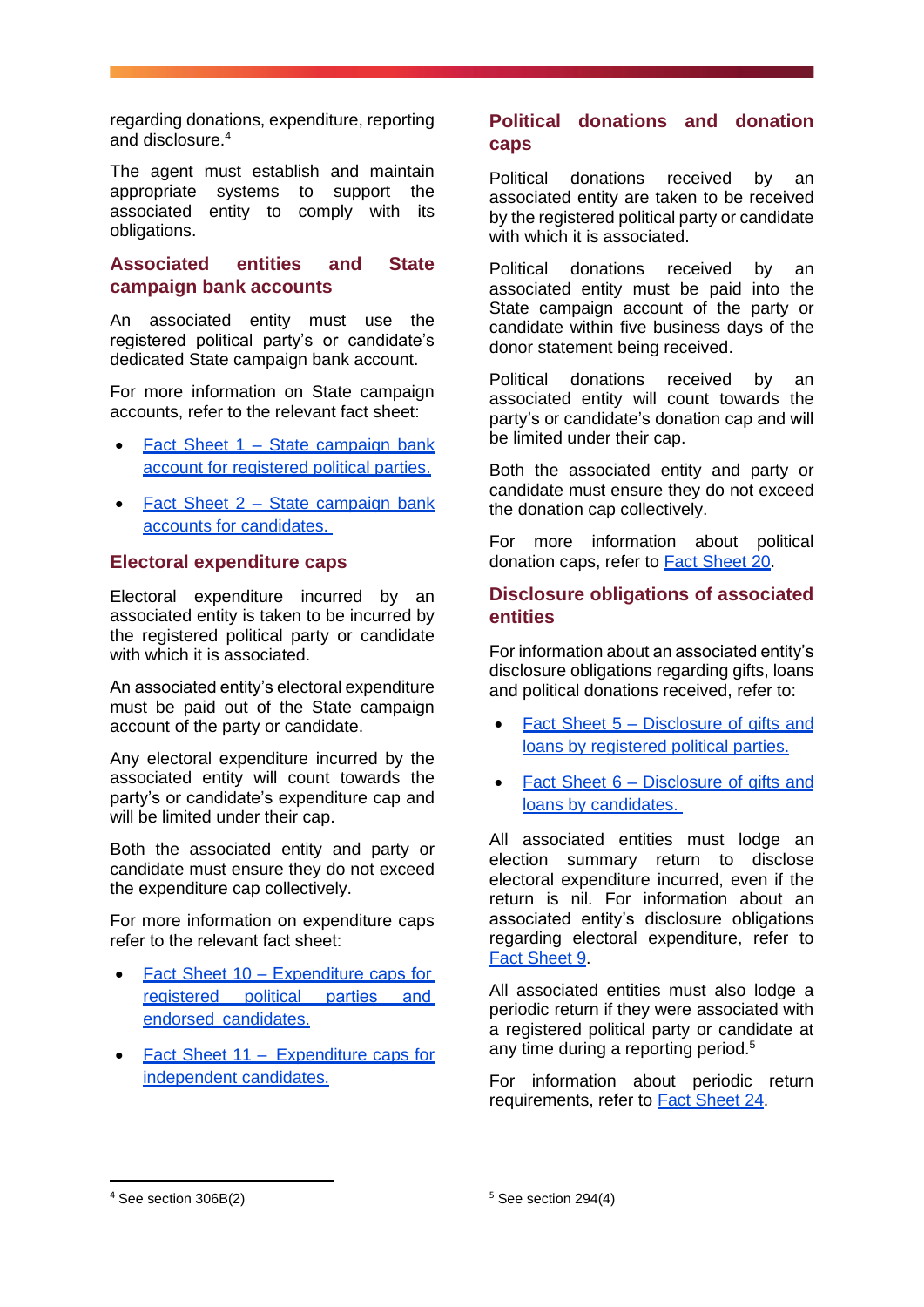regarding donations, expenditure, reporting and disclosure.[4]

The agent must establish and maintain appropriate systems to support the associated entity to comply with its obligations.

## Associated entities and State campaign bank accounts

An associated entity must use the registered political party's or candidate's dedicated State campaign bank account.

For more information on State campaign accounts, refer to the relevant fact sheet:

- Fact Sheet 1 – State campaign bank account for registered political parties.
- Fact Sheet 2 – State campaign bank accounts for candidates.

## Electoral expenditure caps

Electoral expenditure incurred by an associated entity is taken to be incurred by the registered political party or candidate with which it is associated.

An associated entity's electoral expenditure must be paid out of the State campaign account of the party or candidate.

Any electoral expenditure incurred by the associated entity will count towards the party's or candidate's expenditure cap and will be limited under their cap.

Both the associated entity and party or candidate must ensure they do not exceed the expenditure cap collectively.

For more information on expenditure caps refer to the relevant fact sheet:

- Fact Sheet 10 – Expenditure caps for registered political parties and endorsed candidates.
- Fact Sheet 11 – Expenditure caps for independent candidates.

## Political donations and donation caps

Political donations received by an associated entity are taken to be received by the registered political party or candidate with which it is associated.

Political donations received by an associated entity must be paid into the State campaign account of the party or candidate within five business days of the donor statement being received.

Political donations received by an associated entity will count towards the party's or candidate's donation cap and will be limited under their cap.

Both the associated entity and party or candidate must ensure they do not exceed the donation cap collectively.

For more information about political donation caps, refer to Fact Sheet 20.

## Disclosure obligations of associated entities

For information about an associated entity's disclosure obligations regarding gifts, loans and political donations received, refer to:

- Fact Sheet 5 – Disclosure of gifts and loans by registered political parties.
- Fact Sheet 6 – Disclosure of gifts and loans by candidates.

All associated entities must lodge an election summary return to disclose electoral expenditure incurred, even if the return is nil. For information about an associated entity's disclosure obligations regarding electoral expenditure, refer to Fact Sheet 9.

All associated entities must also lodge a periodic return if they were associated with a registered political party or candidate at any time during a reporting period.[5]

For information about periodic return requirements, refer to Fact Sheet 24.

---

[4] See section 306B(2)

[5] See section 294(4)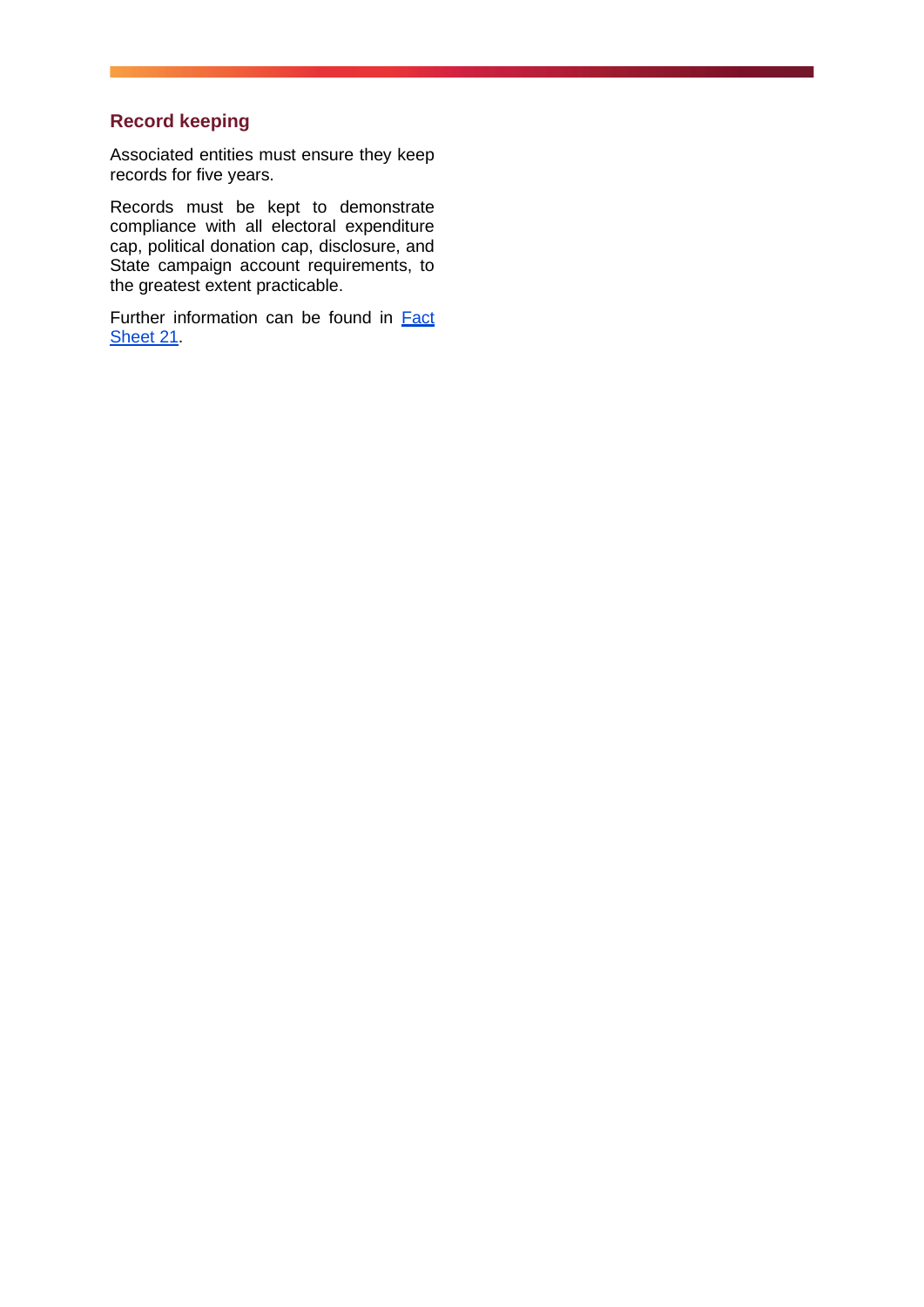## Record keeping

Associated entities must ensure they keep records for five years.

Records must be kept to demonstrate compliance with all electoral expenditure cap, political donation cap, disclosure, and State campaign account requirements, to the greatest extent practicable.

Further information can be found in Fact Sheet 21.